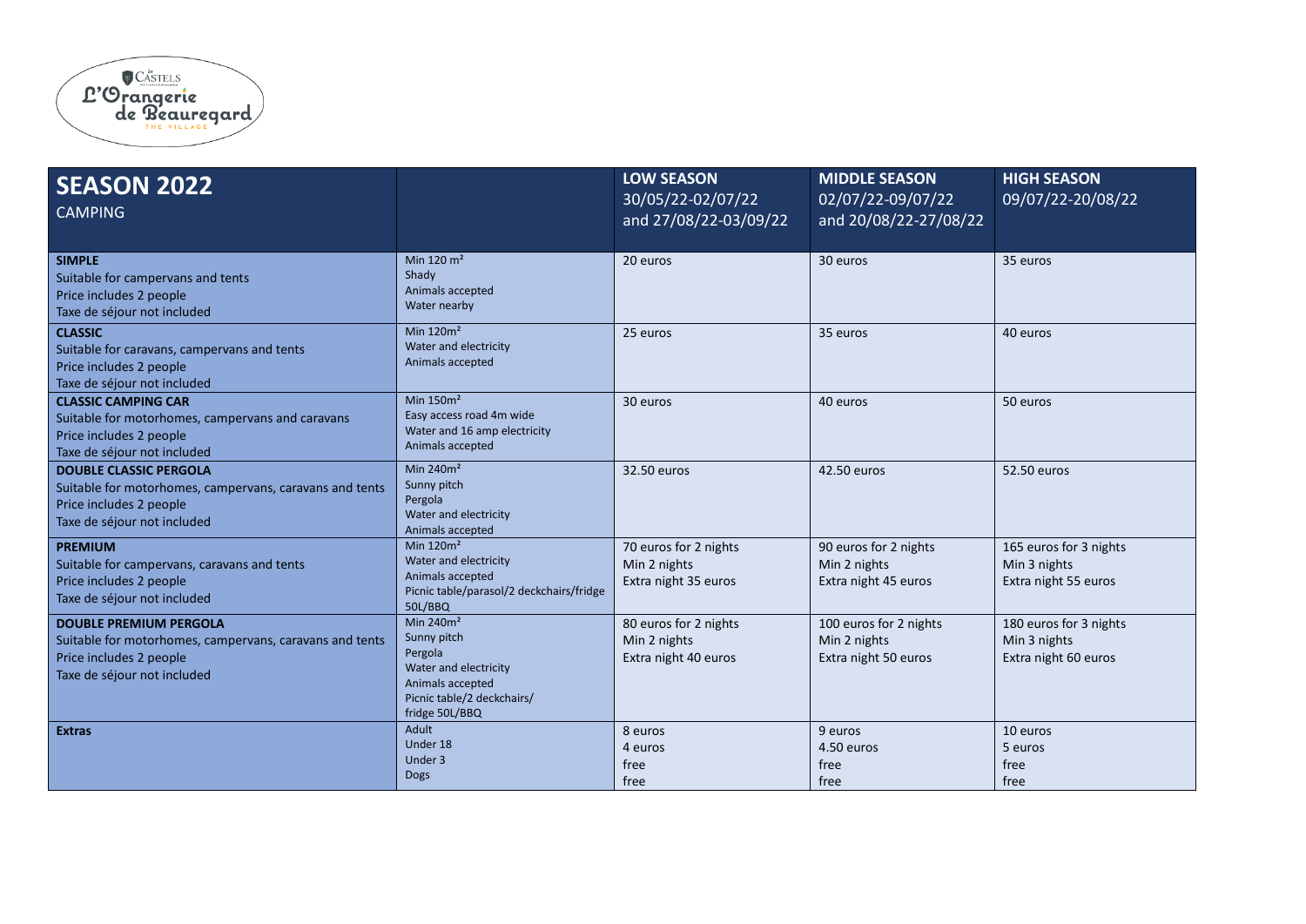Les Castels
L'Orangerie de Beauregard
THE VILLAGE

| **SEASON 2022**<br>CAMPING | | **LOW SEASON**<br>30/05/22-02/07/22<br>and 27/08/22-03/09/22 | **MIDDLE SEASON**<br>02/07/22-09/07/22<br>and 20/08/22-27/08/22 | **HIGH SEASON**<br>09/07/22-20/08/22 |
|---|---|---|---|---|
| **SIMPLE**<br>Suitable for campervans and tents<br>Price includes 2 people<br>Taxe de séjour not included | Min 120 m²<br>Shady<br>Animals accepted<br>Water nearby | 20 euros | 30 euros | 35 euros |
| **CLASSIC**<br>Suitable for caravans, campervans and tents<br>Price includes 2 people<br>Taxe de séjour not included | Min 120m²<br>Water and electricity<br>Animals accepted | 25 euros | 35 euros | 40 euros |
| **CLASSIC CAMPING CAR**<br>Suitable for motorhomes, campervans and caravans<br>Price includes 2 people<br>Taxe de séjour not included | Min 150m²<br>Easy access road 4m wide<br>Water and 16 amp electricity<br>Animals accepted | 30 euros | 40 euros | 50 euros |
| **DOUBLE CLASSIC PERGOLA**<br>Suitable for motorhomes, campervans, caravans and tents<br>Price includes 2 people<br>Taxe de séjour not included | Min 240m²<br>Sunny pitch<br>Pergola<br>Water and electricity<br>Animals accepted | 32.50 euros | 42.50 euros | 52.50 euros |
| **PREMIUM**<br>Suitable for campervans, caravans and tents<br>Price includes 2 people<br>Taxe de séjour not included | Min 120m²<br>Water and electricity<br>Animals accepted<br>Picnic table/parasol/2 deckchairs/fridge 50L/BBQ | 70 euros for 2 nights<br>Min 2 nights<br>Extra night 35 euros | 90 euros for 2 nights<br>Min 2 nights<br>Extra night 45 euros | 165 euros for 3 nights<br>Min 3 nights<br>Extra night 55 euros |
| **DOUBLE PREMIUM PERGOLA**<br>Suitable for motorhomes, campervans, caravans and tents<br>Price includes 2 people<br>Taxe de séjour not included | Min 240m²<br>Sunny pitch<br>Pergola<br>Water and electricity<br>Animals accepted<br>Picnic table/2 deckchairs/<br>fridge 50L/BBQ | 80 euros for 2 nights<br>Min 2 nights<br>Extra night 40 euros | 100 euros for 2 nights<br>Min 2 nights<br>Extra night 50 euros | 180 euros for 3 nights<br>Min 3 nights<br>Extra night 60 euros |
| **Extras** | Adult<br>Under 18<br>Under 3<br>Dogs | 8 euros<br>4 euros<br>free<br>free | 9 euros<br>4.50 euros<br>free<br>free | 10 euros<br>5 euros<br>free<br>free |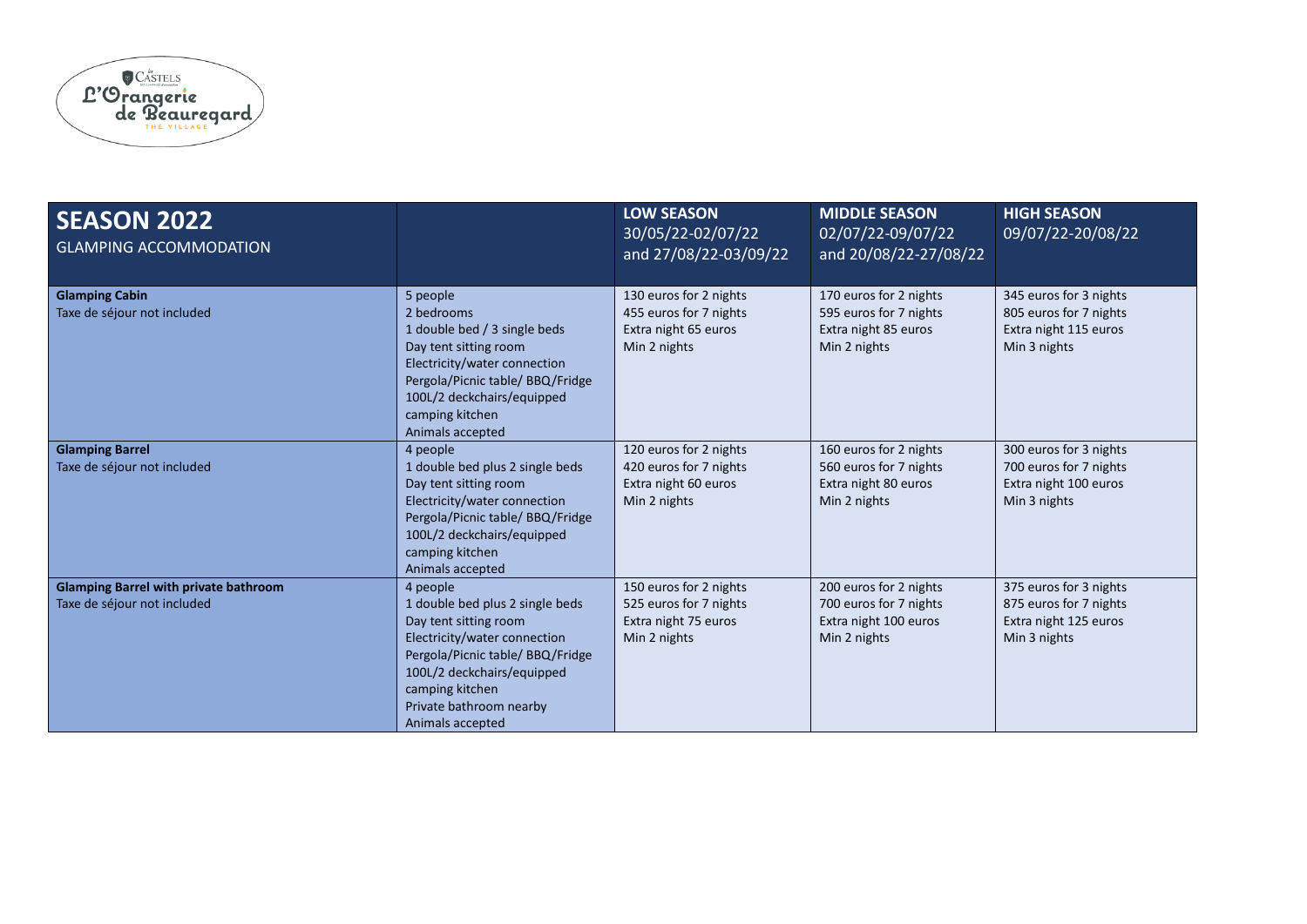L'Orangerie de Beauregard – THE VILLAGE

| **SEASON 2022** GLAMPING ACCOMMODATION | | **LOW SEASON** 30/05/22-02/07/22 and 27/08/22-03/09/22 | **MIDDLE SEASON** 02/07/22-09/07/22 and 20/08/22-27/08/22 | **HIGH SEASON** 09/07/22-20/08/22 |
|---|---|---|---|---|
| **Glamping Cabin** Taxe de séjour not included | 5 people 2 bedrooms 1 double bed / 3 single beds Day tent sitting room Electricity/water connection Pergola/Picnic table/ BBQ/Fridge 100L/2 deckchairs/equipped camping kitchen Animals accepted | 130 euros for 2 nights 455 euros for 7 nights Extra night 65 euros Min 2 nights | 170 euros for 2 nights 595 euros for 7 nights Extra night 85 euros Min 2 nights | 345 euros for 3 nights 805 euros for 7 nights Extra night 115 euros Min 3 nights |
| **Glamping Barrel** Taxe de séjour not included | 4 people 1 double bed plus 2 single beds Day tent sitting room Electricity/water connection Pergola/Picnic table/ BBQ/Fridge 100L/2 deckchairs/equipped camping kitchen Animals accepted | 120 euros for 2 nights 420 euros for 7 nights Extra night 60 euros Min 2 nights | 160 euros for 2 nights 560 euros for 7 nights Extra night 80 euros Min 2 nights | 300 euros for 3 nights 700 euros for 7 nights Extra night 100 euros Min 3 nights |
| **Glamping Barrel with private bathroom** Taxe de séjour not included | 4 people 1 double bed plus 2 single beds Day tent sitting room Electricity/water connection Pergola/Picnic table/ BBQ/Fridge 100L/2 deckchairs/equipped camping kitchen Private bathroom nearby Animals accepted | 150 euros for 2 nights 525 euros for 7 nights Extra night 75 euros Min 2 nights | 200 euros for 2 nights 700 euros for 7 nights Extra night 100 euros Min 2 nights | 375 euros for 3 nights 875 euros for 7 nights Extra night 125 euros Min 3 nights |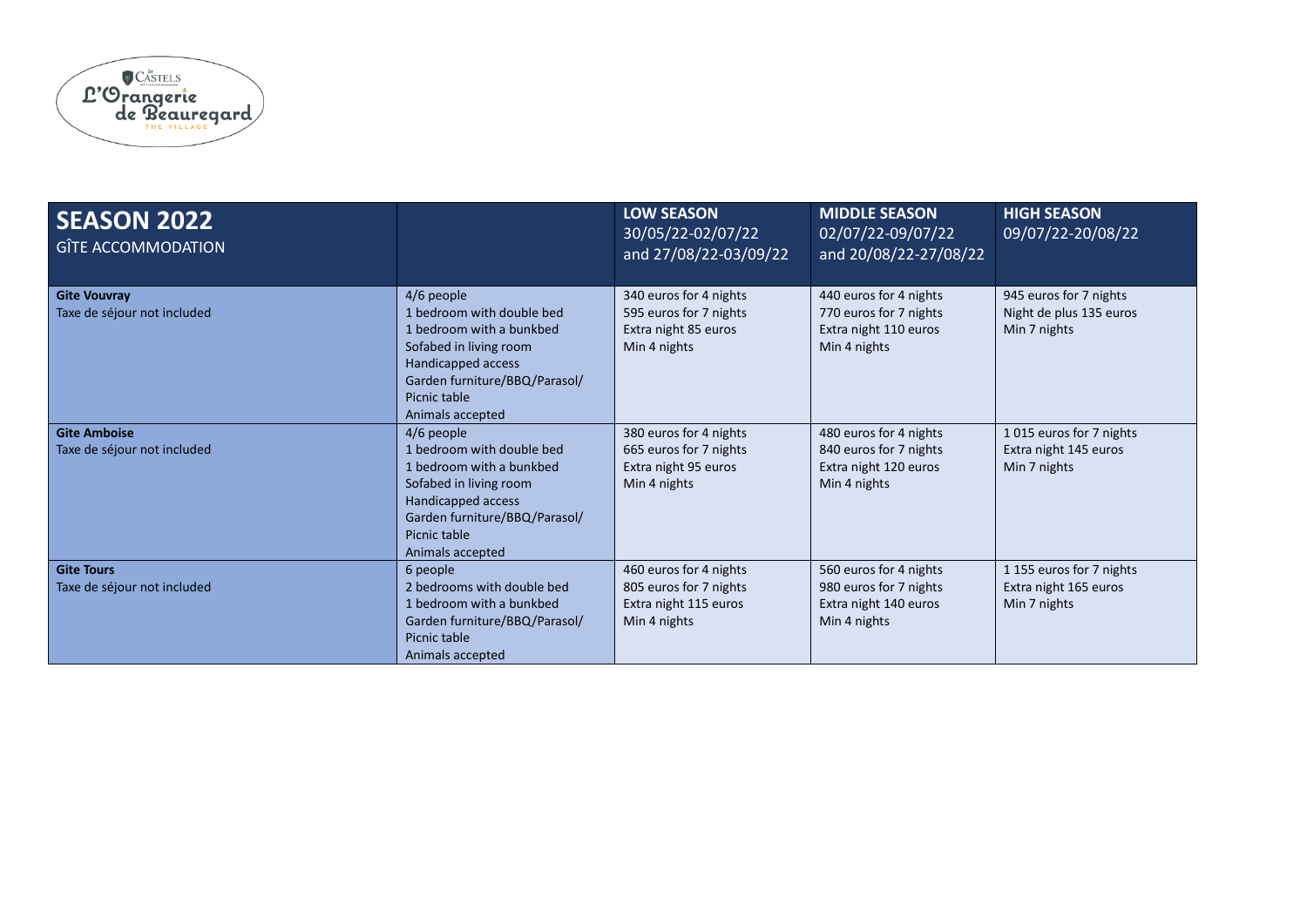| **SEASON 2022** GÎTE ACCOMMODATION | | **LOW SEASON** 30/05/22-02/07/22 and 27/08/22-03/09/22 | **MIDDLE SEASON** 02/07/22-09/07/22 and 20/08/22-27/08/22 | **HIGH SEASON** 09/07/22-20/08/22 |
|---|---|---|---|---|
| **Gite Vouvray** Taxe de séjour not included | 4/6 people<br>1 bedroom with double bed<br>1 bedroom with a bunkbed<br>Sofabed in living room<br>Handicapped access<br>Garden furniture/BBQ/Parasol/ Picnic table<br>Animals accepted | 340 euros for 4 nights<br>595 euros for 7 nights<br>Extra night 85 euros<br>Min 4 nights | 440 euros for 4 nights<br>770 euros for 7 nights<br>Extra night 110 euros<br>Min 4 nights | 945 euros for 7 nights<br>Night de plus 135 euros<br>Min 7 nights |
| **Gite Amboise** Taxe de séjour not included | 4/6 people<br>1 bedroom with double bed<br>1 bedroom with a bunkbed<br>Sofabed in living room<br>Handicapped access<br>Garden furniture/BBQ/Parasol/ Picnic table<br>Animals accepted | 380 euros for 4 nights<br>665 euros for 7 nights<br>Extra night 95 euros<br>Min 4 nights | 480 euros for 4 nights<br>840 euros for 7 nights<br>Extra night 120 euros<br>Min 4 nights | 1 015 euros for 7 nights<br>Extra night 145 euros<br>Min 7 nights |
| **Gite Tours** Taxe de séjour not included | 6 people<br>2 bedrooms with double bed<br>1 bedroom with a bunkbed<br>Garden furniture/BBQ/Parasol/ Picnic table<br>Animals accepted | 460 euros for 4 nights<br>805 euros for 7 nights<br>Extra night 115 euros<br>Min 4 nights | 560 euros for 4 nights<br>980 euros for 7 nights<br>Extra night 140 euros<br>Min 4 nights | 1 155 euros for 7 nights<br>Extra night 165 euros<br>Min 7 nights |